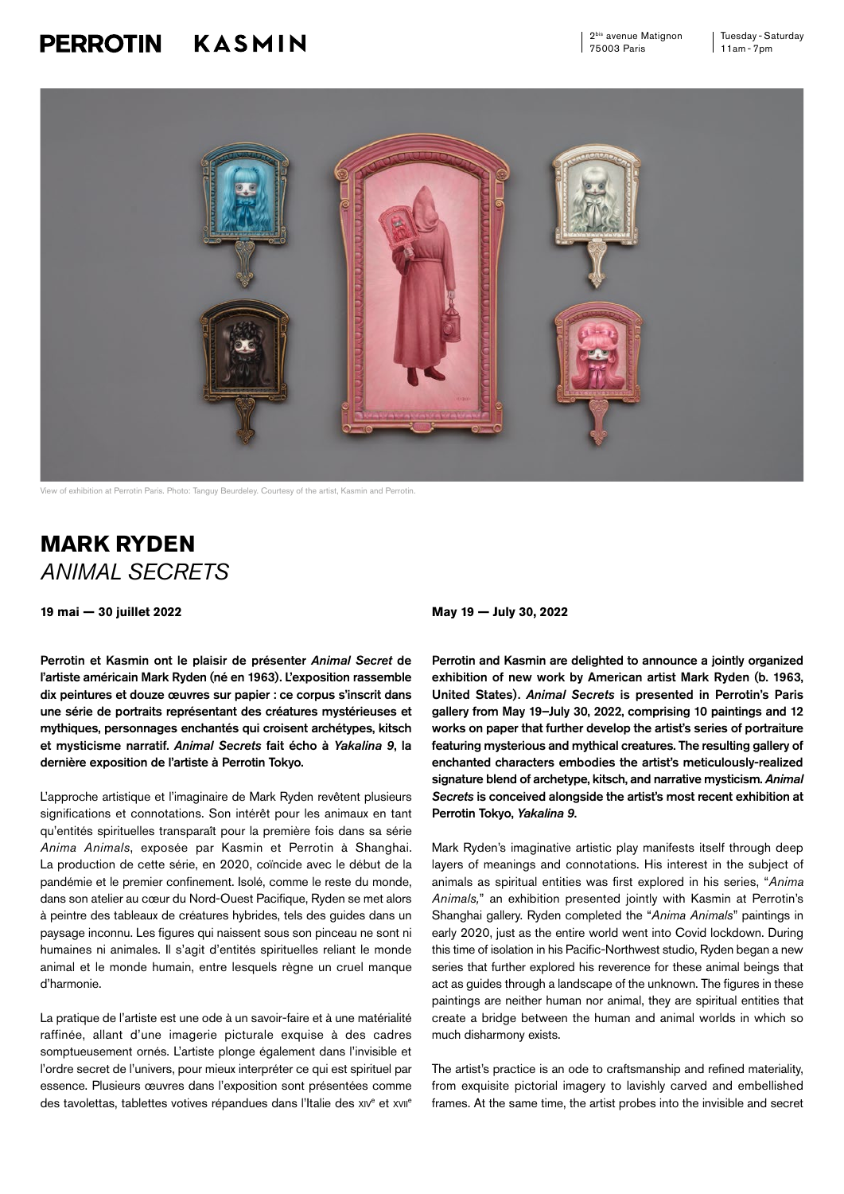PERROTIN KASMIN

2[bis] avenue Matignon
75003 Paris

Tuesday - Saturday
11am - 7pm

View of exhibition at Perrotin Paris. Photo: Tanguy Beurdeley. Courtesy of the artist, Kasmin and Perrotin.

# MARK RYDEN
## *ANIMAL SECRETS*

**19 mai — 30 juillet 2022**

**Perrotin et Kasmin ont le plaisir de présenter *Animal Secret* de l'artiste américain Mark Ryden (né en 1963). L'exposition rassemble dix peintures et douze œuvres sur papier : ce corpus s'inscrit dans une série de portraits représentant des créatures mystérieuses et mythiques, personnages enchantés qui croisent archétypes, kitsch et mysticisme narratif. *Animal Secrets* fait écho à *Yakalina 9*, la dernière exposition de l'artiste à Perrotin Tokyo.**

L'approche artistique et l'imaginaire de Mark Ryden revêtent plusieurs significations et connotations. Son intérêt pour les animaux en tant qu'entités spirituelles transparaît pour la première fois dans sa série *Anima Animals*, exposée par Kasmin et Perrotin à Shanghai. La production de cette série, en 2020, coïncide avec le début de la pandémie et le premier confinement. Isolé, comme le reste du monde, dans son atelier au cœur du Nord-Ouest Pacifique, Ryden se met alors à peintre des tableaux de créatures hybrides, tels des guides dans un paysage inconnu. Les figures qui naissent sous son pinceau ne sont ni humaines ni animales. Il s'agit d'entités spirituelles reliant le monde animal et le monde humain, entre lesquels règne un cruel manque d'harmonie.

La pratique de l'artiste est une ode à un savoir-faire et à une matérialité raffinée, allant d'une imagerie picturale exquise à des cadres somptueusement ornés. L'artiste plonge également dans l'invisible et l'ordre secret de l'univers, pour mieux interpréter ce qui est spirituel par essence. Plusieurs œuvres dans l'exposition sont présentées comme des tavolettas, tablettes votives répandues dans l'Italie des XIV[e] et XVII[e]

**May 19 — July 30, 2022**

**Perrotin and Kasmin are delighted to announce a jointly organized exhibition of new work by American artist Mark Ryden (b. 1963, United States). *Animal Secrets* is presented in Perrotin's Paris gallery from May 19–July 30, 2022, comprising 10 paintings and 12 works on paper that further develop the artist's series of portraiture featuring mysterious and mythical creatures. The resulting gallery of enchanted characters embodies the artist's meticulously-realized signature blend of archetype, kitsch, and narrative mysticism. *Animal Secrets* is conceived alongside the artist's most recent exhibition at Perrotin Tokyo, *Yakalina 9*.**

Mark Ryden's imaginative artistic play manifests itself through deep layers of meanings and connotations. His interest in the subject of animals as spiritual entities was first explored in his series, "*Anima Animals,*" an exhibition presented jointly with Kasmin at Perrotin's Shanghai gallery. Ryden completed the "*Anima Animals*" paintings in early 2020, just as the entire world went into Covid lockdown. During this time of isolation in his Pacific-Northwest studio, Ryden began a new series that further explored his reverence for these animal beings that act as guides through a landscape of the unknown. The figures in these paintings are neither human nor animal, they are spiritual entities that create a bridge between the human and animal worlds in which so much disharmony exists.

The artist's practice is an ode to craftsmanship and refined materiality, from exquisite pictorial imagery to lavishly carved and embellished frames. At the same time, the artist probes into the invisible and secret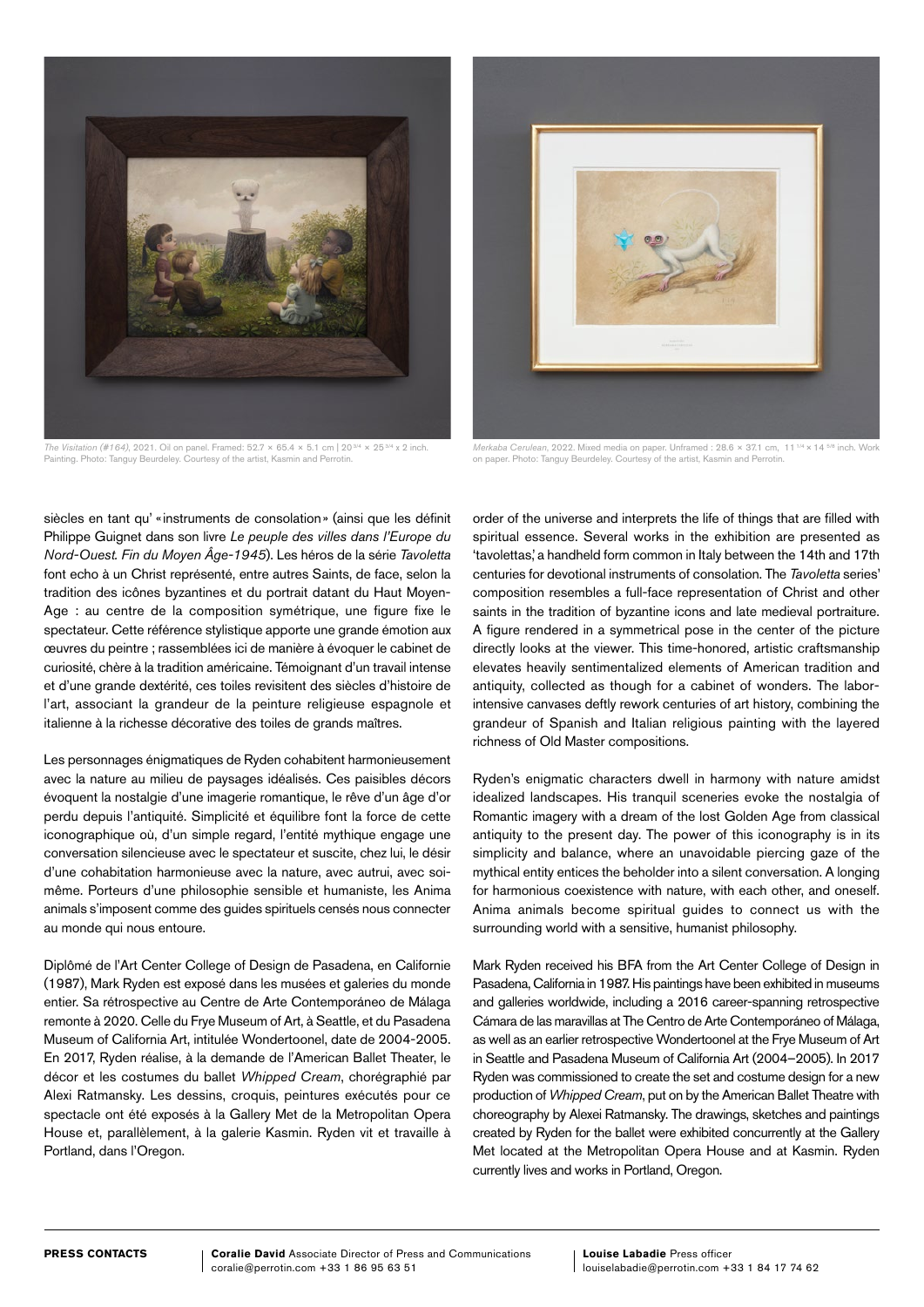*The Visitation (#164)*, 2021. Oil on panel. Framed: 52.7 × 65.4 × 5.1 cm | 20 3/4 × 25 3/4 x 2 inch. Painting. Photo: Tanguy Beurdeley. Courtesy of the artist, Kasmin and Perrotin.

*Merkaba Cerulean*, 2022. Mixed media on paper. Unframed : 28.6 × 37.1 cm, 11 1/4 × 14 5/8 inch. Work on paper. Photo: Tanguy Beurdeley. Courtesy of the artist, Kasmin and Perrotin.

siècles en tant qu' «instruments de consolation» (ainsi que les définit Philippe Guignet dans son livre *Le peuple des villes dans l'Europe du Nord-Ouest. Fin du Moyen Âge-1945*). Les héros de la série *Tavoletta* font echo à un Christ représenté, entre autres Saints, de face, selon la tradition des icônes byzantines et du portrait datant du Haut Moyen-Age : au centre de la composition symétrique, une figure fixe le spectateur. Cette référence stylistique apporte une grande émotion aux œuvres du peintre ; rassemblées ici de manière à évoquer le cabinet de curiosité, chère à la tradition américaine. Témoignant d'un travail intense et d'une grande dextérité, ces toiles revisitent des siècles d'histoire de l'art, associant la grandeur de la peinture religieuse espagnole et italienne à la richesse décorative des toiles de grands maîtres.

Les personnages énigmatiques de Ryden cohabitent harmonieusement avec la nature au milieu de paysages idéalisés. Ces paisibles décors évoquent la nostalgie d'une imagerie romantique, le rêve d'un âge d'or perdu depuis l'antiquité. Simplicité et équilibre font la force de cette iconographique où, d'un simple regard, l'entité mythique engage une conversation silencieuse avec le spectateur et suscite, chez lui, le désir d'une cohabitation harmonieuse avec la nature, avec autrui, avec soi-même. Porteurs d'une philosophie sensible et humaniste, les Anima animals s'imposent comme des guides spirituels censés nous connecter au monde qui nous entoure.

Diplômé de l'Art Center College of Design de Pasadena, en Californie (1987), Mark Ryden est exposé dans les musées et galeries du monde entier. Sa rétrospective au Centre de Arte Contemporáneo de Málaga remonte à 2020. Celle du Frye Museum of Art, à Seattle, et du Pasadena Museum of California Art, intitulée Wondertoonel, date de 2004-2005. En 2017, Ryden réalise, à la demande de l'American Ballet Theater, le décor et les costumes du ballet *Whipped Cream*, chorégraphié par Alexi Ratmansky. Les dessins, croquis, peintures exécutés pour ce spectacle ont été exposés à la Gallery Met de la Metropolitan Opera House et, parallèlement, à la galerie Kasmin. Ryden vit et travaille à Portland, dans l'Oregon.

order of the universe and interprets the life of things that are filled with spiritual essence. Several works in the exhibition are presented as 'tavolettas,' a handheld form common in Italy between the 14th and 17th centuries for devotional instruments of consolation. The *Tavoletta* series' composition resembles a full-face representation of Christ and other saints in the tradition of byzantine icons and late medieval portraiture. A figure rendered in a symmetrical pose in the center of the picture directly looks at the viewer. This time-honored, artistic craftsmanship elevates heavily sentimentalized elements of American tradition and antiquity, collected as though for a cabinet of wonders. The labor-intensive canvases deftly rework centuries of art history, combining the grandeur of Spanish and Italian religious painting with the layered richness of Old Master compositions.

Ryden's enigmatic characters dwell in harmony with nature amidst idealized landscapes. His tranquil sceneries evoke the nostalgia of Romantic imagery with a dream of the lost Golden Age from classical antiquity to the present day. The power of this iconography is in its simplicity and balance, where an unavoidable piercing gaze of the mythical entity entices the beholder into a silent conversation. A longing for harmonious coexistence with nature, with each other, and oneself. Anima animals become spiritual guides to connect us with the surrounding world with a sensitive, humanist philosophy.

Mark Ryden received his BFA from the Art Center College of Design in Pasadena, California in 1987. His paintings have been exhibited in museums and galleries worldwide, including a 2016 career-spanning retrospective Cámara de las maravillas at The Centro de Arte Contemporáneo of Málaga, as well as an earlier retrospective Wondertoonel at the Frye Museum of Art in Seattle and Pasadena Museum of California Art (2004–2005). In 2017 Ryden was commissioned to create the set and costume design for a new production of *Whipped Cream*, put on by the American Ballet Theatre with choreography by Alexei Ratmansky. The drawings, sketches and paintings created by Ryden for the ballet were exhibited concurrently at the Gallery Met located at the Metropolitan Opera House and at Kasmin. Ryden currently lives and works in Portland, Oregon.

**PRESS CONTACTS**

**Coralie David** Associate Director of Press and Communications
coralie@perrotin.com +33 1 86 95 63 51

**Louise Labadie** Press officer
louiselabadie@perrotin.com +33 1 84 17 74 62